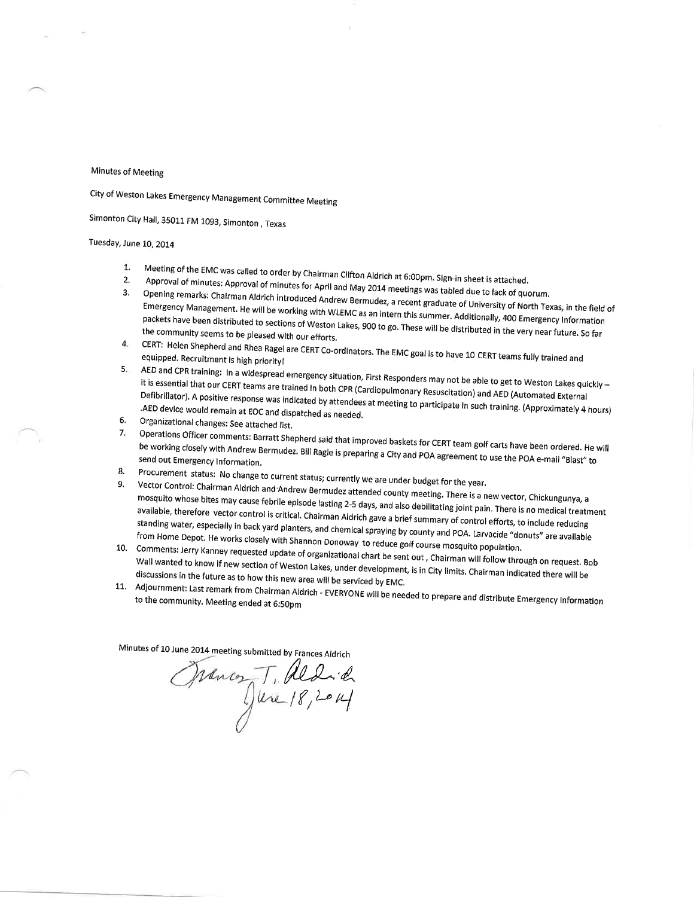Minutes of Meeting

City of Weston Lakes Emergency Management Committee Meeting

Simonton City Hall, 35011 FM 1093, Simonton , Texas

Tuesday, June 10, 2014

1. Meeting of the EMC was called to order by Chairman Clifton Aldrich at 6:00pm. Sign-in sheet is attached.
2. Approval of minutes: Approval of minutes for April and May 2014 meetings was tabled due to lack of quorum.
3. Opening remarks: Chairman Aldrich introduced Andrew Bermudez, a recent graduate of University of North Texas, in the field of Emergency Management. He will be working with WLEMC as an intern this summer. Additionally, 400 Emergency Information packets have been distributed to sections of Weston Lakes, 900 to go. These will be distributed in the very near future. So far the community seems to be pleased with our efforts.
4. CERT: Helen Shepherd and Rhea Ragel are CERT Co-ordinators. The EMC goal is to have 10 CERT teams fully trained and equipped. Recruitment is high priority!
5. AED and CPR training: In a widespread emergency situation, First Responders may not be able to get to Weston Lakes quickly – it is essential that our CERT teams are trained in both CPR (Cardiopulmonary Resuscitation) and AED (Automated External Defibrillator). A positive response was indicated by attendees at meeting to participate in such training. (Approximately 4 hours) .AED device would remain at EOC and dispatched as needed.
6. Organizational changes: See attached list.
7. Operations Officer comments: Barratt Shepherd said that improved baskets for CERT team golf carts have been ordered. He will be working closely with Andrew Bermudez. Bill Ragle is preparing a City and POA agreement to use the POA e-mail "Blast" to send out Emergency Information.
8. Procurement status: No change to current status; currently we are under budget for the year.
9. Vector Control: Chairman Aldrich and Andrew Bermudez attended county meeting. There is a new vector, Chickungunya, a mosquito whose bites may cause febrile episode lasting 2-5 days, and also debilitating joint pain. There is no medical treatment available, therefore vector control is critical. Chairman Aldrich gave a brief summary of control efforts, to include reducing standing water, especially in back yard planters, and chemical spraying by county and POA. Larvacide "donuts" are available from Home Depot. He works closely with Shannon Donoway to reduce golf course mosquito population.
10. Comments: Jerry Kanney requested update of organizational chart be sent out , Chairman will follow through on request. Bob Wall wanted to know if new section of Weston Lakes, under development, is in City limits. Chairman indicated there will be discussions in the future as to how this new area will be serviced by EMC.
11. Adjournment: Last remark from Chairman Aldrich - EVERYONE will be needed to prepare and distribute Emergency Information to the community. Meeting ended at 6:50pm

Minutes of 10 June 2014 meeting submitted by Frances Aldrich

Frances T. Aldrich
June 18, 2014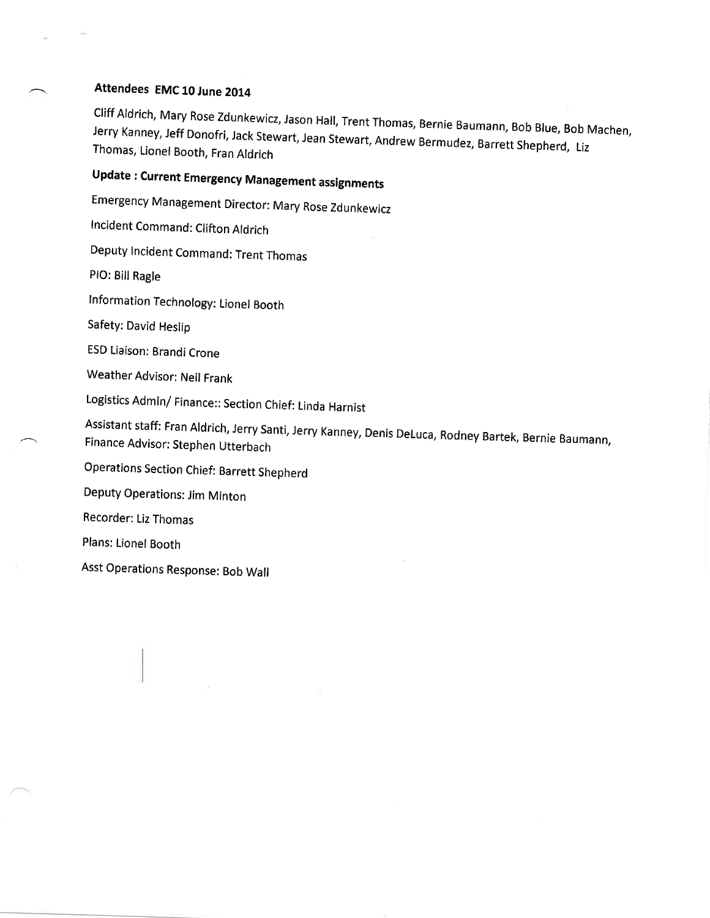## Attendees EMC 10 June 2014

Cliff Aldrich, Mary Rose Zdunkewicz, Jason Hall, Trent Thomas, Bernie Baumann, Bob Blue, Bob Machen, Jerry Kanney, Jeff Donofri, Jack Stewart, Jean Stewart, Andrew Bermudez, Barrett Shepherd, Liz Thomas, Lionel Booth, Fran Aldrich

## Update : Current Emergency Management assignments

Emergency Management Director: Mary Rose Zdunkewicz

Incident Command: Clifton Aldrich

Deputy Incident Command: Trent Thomas

PIO: Bill Ragle

Information Technology: Lionel Booth

Safety: David Heslip

ESD Liaison: Brandi Crone

Weather Advisor: Neil Frank

Logistics Admin/ Finance:: Section Chief: Linda Harnist

Assistant staff: Fran Aldrich, Jerry Santi, Jerry Kanney, Denis DeLuca, Rodney Bartek, Bernie Baumann, Finance Advisor: Stephen Utterbach

Operations Section Chief: Barrett Shepherd

Deputy Operations: Jim Minton

Recorder: Liz Thomas

Plans: Lionel Booth

Asst Operations Response: Bob Wall